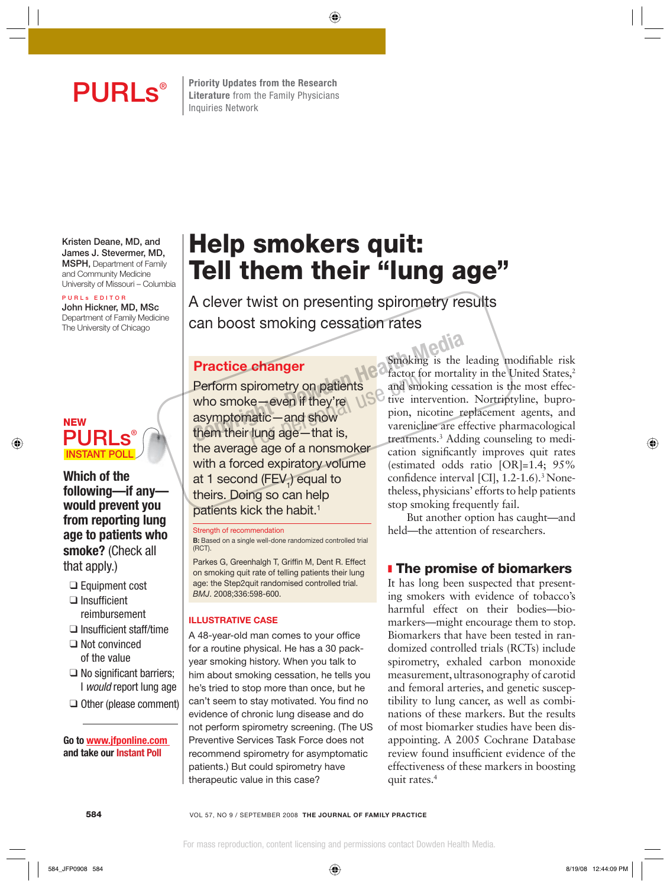PURLs®

Priority Updates from the Research Literature from the Family Physicians Inquiries Network

Kristen Deane, MD, and James J. Stevermer, MD, MSPH, Department of Family and Community Medicine University of Missouri – Columbia

PURLs EDITOR
John Hickner, MD, MSc
Department of Family Medicine
The University of Chicago

# Help smokers quit: Tell them their "lung age"

## A clever twist on presenting spirometry results can boost smoking cessation rates

### Practice changer

Perform spirometry on patients who smoke—even if they're asymptomatic—and show them their lung age—that is, the average age of a nonsmoker with a forced expiratory volume at 1 second ($FEV_1$) equal to theirs. Doing so can help patients kick the habit.[1]

Strength of recommendation

**B:** Based on a single well-done randomized controlled trial (RCT).

Parkes G, Greenhalgh T, Griffin M, Dent R. Effect on smoking quit rate of telling patients their lung age: the Step2quit randomised controlled trial. *BMJ*. 2008;336:598-600.

**NEW PURLs® INSTANT POLL**

**Which of the following—if any—would prevent you from reporting lung age to patients who smoke?** (Check all that apply.)

- ❑ Equipment cost
- ❑ Insufficient reimbursement
- ❑ Insufficient staff/time
- ❑ Not convinced of the value
- ❑ No significant barriers; I *would* report lung age
- ❑ Other (please comment)

**Go to www.jfponline.com and take our Instant Poll**

### ILLUSTRATIVE CASE

A 48-year-old man comes to your office for a routine physical. He has a 30 pack-year smoking history. When you talk to him about smoking cessation, he tells you he's tried to stop more than once, but he can't seem to stay motivated. You find no evidence of chronic lung disease and do not perform spirometry screening. (The US Preventive Services Task Force does not recommend spirometry for asymptomatic patients.) But could spirometry have therapeutic value in this case?

Smoking is the leading modifiable risk factor for mortality in the United States,[2] and smoking cessation is the most effective intervention. Nortriptyline, bupropion, nicotine replacement agents, and varenicline are effective pharmacological treatments.[3] Adding counseling to medication significantly improves quit rates (estimated odds ratio [OR]=1.4; 95% confidence interval [CI], 1.2-1.6).[3] Nonetheless, physicians' efforts to help patients stop smoking frequently fail.

But another option has caught—and held—the attention of researchers.

## The promise of biomarkers

It has long been suspected that presenting smokers with evidence of tobacco's harmful effect on their bodies—biomarkers—might encourage them to stop. Biomarkers that have been tested in randomized controlled trials (RCTs) include spirometry, exhaled carbon monoxide measurement, ultrasonography of carotid and femoral arteries, and genetic susceptibility to lung cancer, as well as combinations of these markers. But the results of most biomarker studies have been disappointing. A 2005 Cochrane Database review found insufficient evidence of the effectiveness of these markers in boosting quit rates.[4]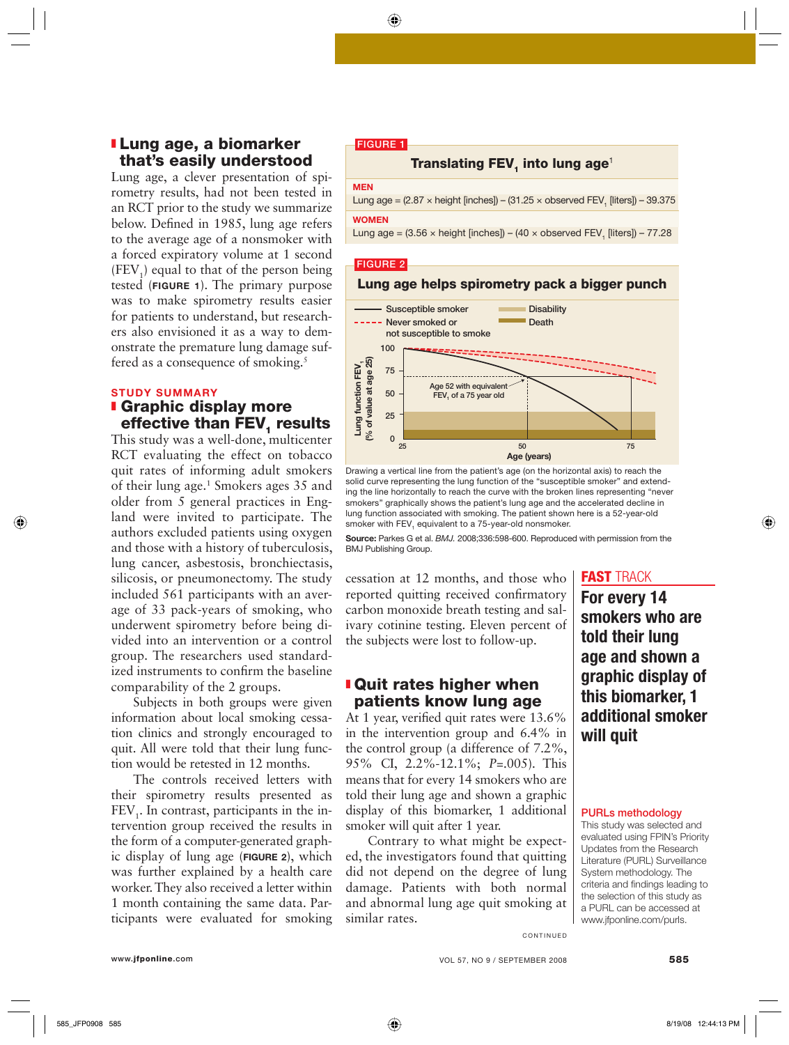## Lung age, a biomarker that's easily understood

Lung age, a clever presentation of spirometry results, had not been tested in an RCT prior to the study we summarize below. Defined in 1985, lung age refers to the average age of a nonsmoker with a forced expiratory volume at 1 second ($FEV_1$) equal to that of the person being tested (**FIGURE 1**). The primary purpose was to make spirometry results easier for patients to understand, but researchers also envisioned it as a way to demonstrate the premature lung damage suffered as a consequence of smoking.[5]

**FIGURE 1**

**Translating $FEV_1$ into lung age[1]**

**MEN**

Lung age = (2.87 × height [inches]) – (31.25 × observed $FEV_1$ [liters]) – 39.375

**WOMEN**

Lung age = (3.56 × height [inches]) – (40 × observed $FEV_1$ [liters]) – 77.28

**FIGURE 2**

**Lung age helps spirometry pack a bigger punch**

Drawing a vertical line from the patient's age (on the horizontal axis) to reach the solid curve representing the lung function of the "susceptible smoker" and extending the line horizontally to reach the curve with the broken lines representing "never smokers" graphically shows the patient's lung age and the accelerated decline in lung function associated with smoking. The patient shown here is a 52-year-old smoker with $FEV_1$ equivalent to a 75-year-old nonsmoker.

**Source:** Parkes G et al. *BMJ*. 2008;336:598-600. Reproduced with permission from the BMJ Publishing Group.

### STUDY SUMMARY

## Graphic display more effective than $FEV_1$ results

This study was a well-done, multicenter RCT evaluating the effect on tobacco quit rates of informing adult smokers of their lung age.[1] Smokers ages 35 and older from 5 general practices in England were invited to participate. The authors excluded patients using oxygen and those with a history of tuberculosis, lung cancer, asbestosis, bronchiectasis, silicosis, or pneumonectomy. The study included 561 participants with an average of 33 pack-years of smoking, who underwent spirometry before being divided into an intervention or a control group. The researchers used standardized instruments to confirm the baseline comparability of the 2 groups.

Subjects in both groups were given information about local smoking cessation clinics and strongly encouraged to quit. All were told that their lung function would be retested in 12 months.

The controls received letters with their spirometry results presented as $FEV_1$. In contrast, participants in the intervention group received the results in the form of a computer-generated graphic display of lung age (**FIGURE 2**), which was further explained by a health care worker. They also received a letter within 1 month containing the same data. Participants were evaluated for smoking cessation at 12 months, and those who reported quitting received confirmatory carbon monoxide breath testing and salivary cotinine testing. Eleven percent of the subjects were lost to follow-up.

## Quit rates higher when patients know lung age

At 1 year, verified quit rates were 13.6% in the intervention group and 6.4% in the control group (a difference of 7.2%, 95% CI, 2.2%-12.1%; $P$=.005). This means that for every 14 smokers who are told their lung age and shown a graphic display of this biomarker, 1 additional smoker will quit after 1 year.

Contrary to what might be expected, the investigators found that quitting did not depend on the degree of lung damage. Patients with both normal and abnormal lung age quit smoking at similar rates.

CONTINUED

**FAST TRACK**

**For every 14 smokers who are told their lung age and shown a graphic display of this biomarker, 1 additional smoker will quit**

**PURLs methodology**

This study was selected and evaluated using FPIN's Priority Updates from the Research Literature (PURL) Surveillance System methodology. The criteria and findings leading to the selection of this study as a PURL can be accessed at www.jfponline.com/purls.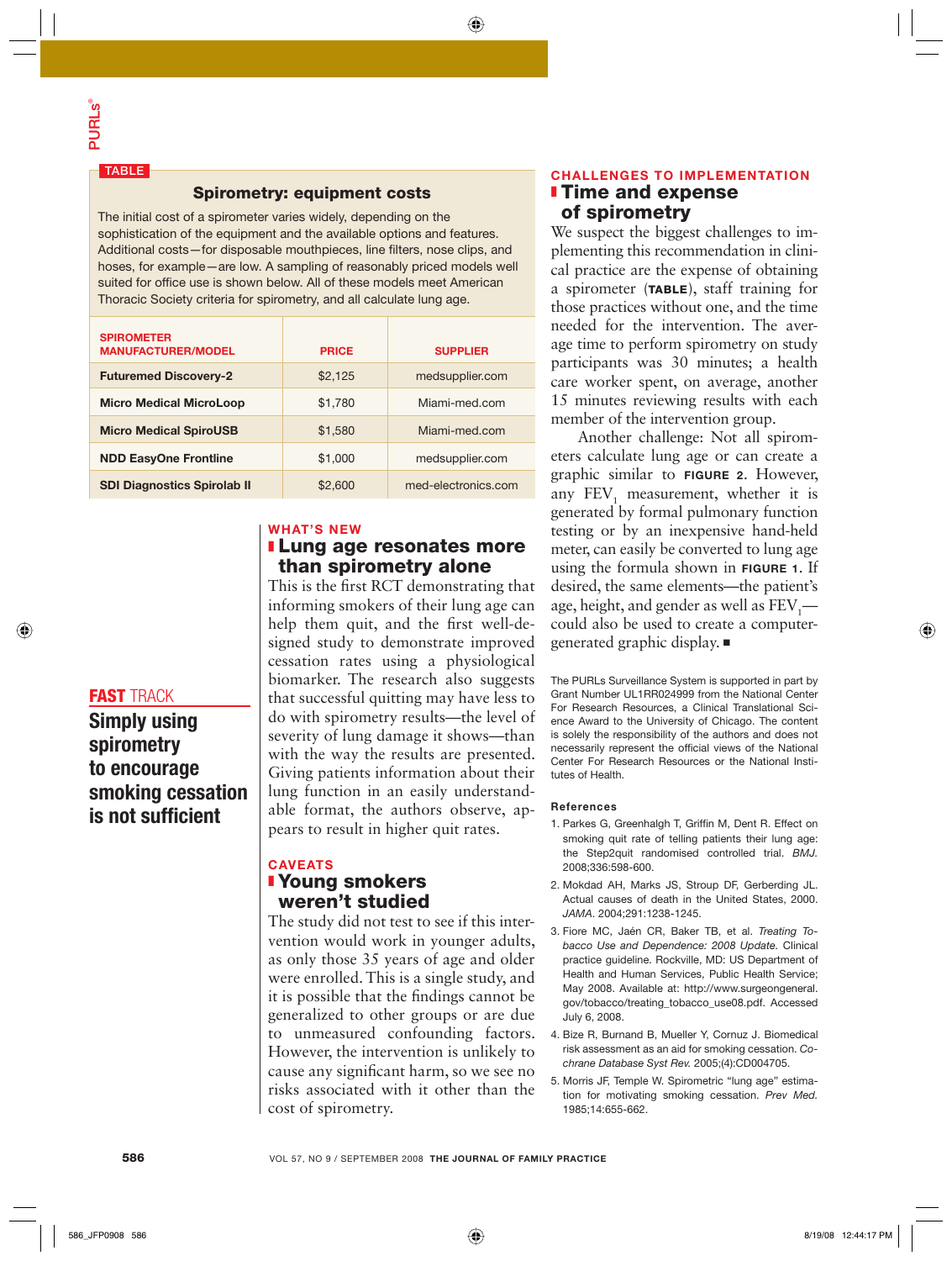## TABLE

### Spirometry: equipment costs

The initial cost of a spirometer varies widely, depending on the sophistication of the equipment and the available options and features. Additional costs—for disposable mouthpieces, line filters, nose clips, and hoses, for example—are low. A sampling of reasonably priced models well suited for office use is shown below. All of these models meet American Thoracic Society criteria for spirometry, and all calculate lung age.

| SPIROMETER MANUFACTURER/MODEL | PRICE | SUPPLIER |
|---|---|---|
| Futuremed Discovery-2 | $2,125 | medsupplier.com |
| Micro Medical MicroLoop | $1,780 | Miami-med.com |
| Micro Medical SpiroUSB | $1,580 | Miami-med.com |
| NDD EasyOne Frontline | $1,000 | medsupplier.com |
| SDI Diagnostics Spirolab II | $2,600 | med-electronics.com |

**FAST TRACK**

**Simply using spirometry to encourage smoking cessation is not sufficient**

## WHAT'S NEW

### Lung age resonates more than spirometry alone

This is the first RCT demonstrating that informing smokers of their lung age can help them quit, and the first well-designed study to demonstrate improved cessation rates using a physiological biomarker. The research also suggests that successful quitting may have less to do with spirometry results—the level of severity of lung damage it shows—than with the way the results are presented. Giving patients information about their lung function in an easily understandable format, the authors observe, appears to result in higher quit rates.

## CAVEATS

### Young smokers weren't studied

The study did not test to see if this intervention would work in younger adults, as only those 35 years of age and older were enrolled. This is a single study, and it is possible that the findings cannot be generalized to other groups or are due to unmeasured confounding factors. However, the intervention is unlikely to cause any significant harm, so we see no risks associated with it other than the cost of spirometry.

## CHALLENGES TO IMPLEMENTATION

### Time and expense of spirometry

We suspect the biggest challenges to implementing this recommendation in clinical practice are the expense of obtaining a spirometer (**TABLE**), staff training for those practices without one, and the time needed for the intervention. The average time to perform spirometry on study participants was 30 minutes; a health care worker spent, on average, another 15 minutes reviewing results with each member of the intervention group.

Another challenge: Not all spirometers calculate lung age or can create a graphic similar to **FIGURE 2**. However, any $FEV_1$ measurement, whether it is generated by formal pulmonary function testing or by an inexpensive hand-held meter, can easily be converted to lung age using the formula shown in **FIGURE 1**. If desired, the same elements—the patient's age, height, and gender as well as $FEV_1$—could also be used to create a computer-generated graphic display. ■

The PURLs Surveillance System is supported in part by Grant Number UL1RR024999 from the National Center For Research Resources, a Clinical Translational Science Award to the University of Chicago. The content is solely the responsibility of the authors and does not necessarily represent the official views of the National Center For Research Resources or the National Institutes of Health.

#### References

1. Parkes G, Greenhalgh T, Griffin M, Dent R. Effect on smoking quit rate of telling patients their lung age: the Step2quit randomised controlled trial. *BMJ*. 2008;336:598-600.
2. Mokdad AH, Marks JS, Stroup DF, Gerberding JL. Actual causes of death in the United States, 2000. *JAMA*. 2004;291:1238-1245.
3. Fiore MC, Jaén CR, Baker TB, et al. *Treating Tobacco Use and Dependence: 2008 Update*. Clinical practice guideline. Rockville, MD: US Department of Health and Human Services, Public Health Service; May 2008. Available at: http://www.surgeongeneral.gov/tobacco/treating_tobacco_use08.pdf. Accessed July 6, 2008.
4. Bize R, Burnand B, Mueller Y, Cornuz J. Biomedical risk assessment as an aid for smoking cessation. *Cochrane Database Syst Rev*. 2005;(4):CD004705.
5. Morris JF, Temple W. Spirometric "lung age" estimation for motivating smoking cessation. *Prev Med*. 1985;14:655-662.